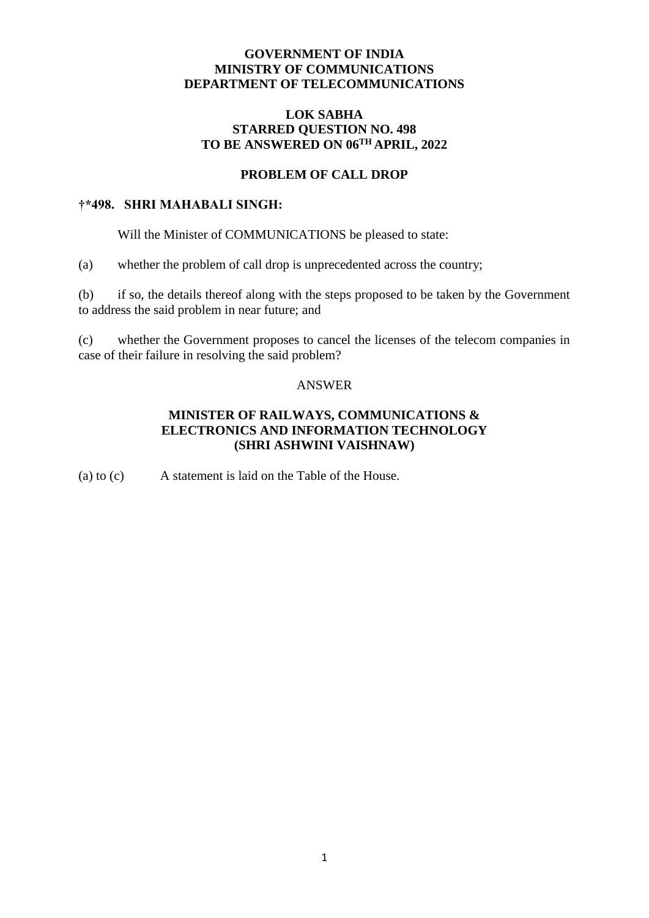**GOVERNMENT OF INDIA**
**MINISTRY OF COMMUNICATIONS**
**DEPARTMENT OF TELECOMMUNICATIONS**

**LOK SABHA**
**STARRED QUESTION NO. 498**
**TO BE ANSWERED ON 06TH APRIL, 2022**

**PROBLEM OF CALL DROP**

**†*498. SHRI MAHABALI SINGH:**

Will the Minister of COMMUNICATIONS be pleased to state:

(a) whether the problem of call drop is unprecedented across the country;

(b) if so, the details thereof along with the steps proposed to be taken by the Government to address the said problem in near future; and

(c) whether the Government proposes to cancel the licenses of the telecom companies in case of their failure in resolving the said problem?

ANSWER

**MINISTER OF RAILWAYS, COMMUNICATIONS & ELECTRONICS AND INFORMATION TECHNOLOGY**
**(SHRI ASHWINI VAISHNAW)**

(a) to (c) A statement is laid on the Table of the House.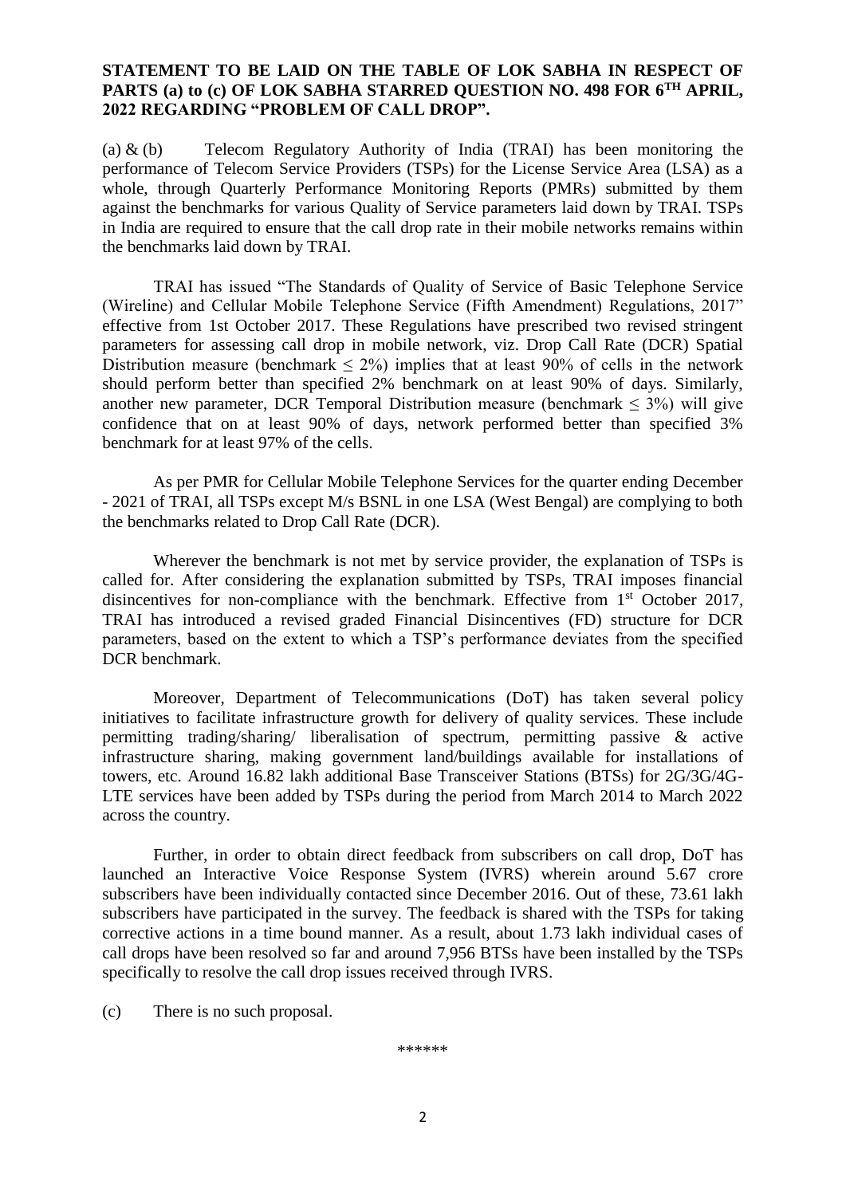**STATEMENT TO BE LAID ON THE TABLE OF LOK SABHA IN RESPECT OF PARTS (a) to (c) OF LOK SABHA STARRED QUESTION NO. 498 FOR 6TH APRIL, 2022 REGARDING "PROBLEM OF CALL DROP".**

(a) & (b) Telecom Regulatory Authority of India (TRAI) has been monitoring the performance of Telecom Service Providers (TSPs) for the License Service Area (LSA) as a whole, through Quarterly Performance Monitoring Reports (PMRs) submitted by them against the benchmarks for various Quality of Service parameters laid down by TRAI. TSPs in India are required to ensure that the call drop rate in their mobile networks remains within the benchmarks laid down by TRAI.

TRAI has issued "The Standards of Quality of Service of Basic Telephone Service (Wireline) and Cellular Mobile Telephone Service (Fifth Amendment) Regulations, 2017" effective from 1st October 2017. These Regulations have prescribed two revised stringent parameters for assessing call drop in mobile network, viz. Drop Call Rate (DCR) Spatial Distribution measure (benchmark $\leq 2\%$) implies that at least 90% of cells in the network should perform better than specified 2% benchmark on at least 90% of days. Similarly, another new parameter, DCR Temporal Distribution measure (benchmark $\leq 3\%$) will give confidence that on at least 90% of days, network performed better than specified 3% benchmark for at least 97% of the cells.

As per PMR for Cellular Mobile Telephone Services for the quarter ending December - 2021 of TRAI, all TSPs except M/s BSNL in one LSA (West Bengal) are complying to both the benchmarks related to Drop Call Rate (DCR).

Wherever the benchmark is not met by service provider, the explanation of TSPs is called for. After considering the explanation submitted by TSPs, TRAI imposes financial disincentives for non-compliance with the benchmark. Effective from 1st October 2017, TRAI has introduced a revised graded Financial Disincentives (FD) structure for DCR parameters, based on the extent to which a TSP's performance deviates from the specified DCR benchmark.

Moreover, Department of Telecommunications (DoT) has taken several policy initiatives to facilitate infrastructure growth for delivery of quality services. These include permitting trading/sharing/ liberalisation of spectrum, permitting passive & active infrastructure sharing, making government land/buildings available for installations of towers, etc. Around 16.82 lakh additional Base Transceiver Stations (BTSs) for 2G/3G/4G-LTE services have been added by TSPs during the period from March 2014 to March 2022 across the country.

Further, in order to obtain direct feedback from subscribers on call drop, DoT has launched an Interactive Voice Response System (IVRS) wherein around 5.67 crore subscribers have been individually contacted since December 2016. Out of these, 73.61 lakh subscribers have participated in the survey. The feedback is shared with the TSPs for taking corrective actions in a time bound manner. As a result, about 1.73 lakh individual cases of call drops have been resolved so far and around 7,956 BTSs have been installed by the TSPs specifically to resolve the call drop issues received through IVRS.

(c) There is no such proposal.

******